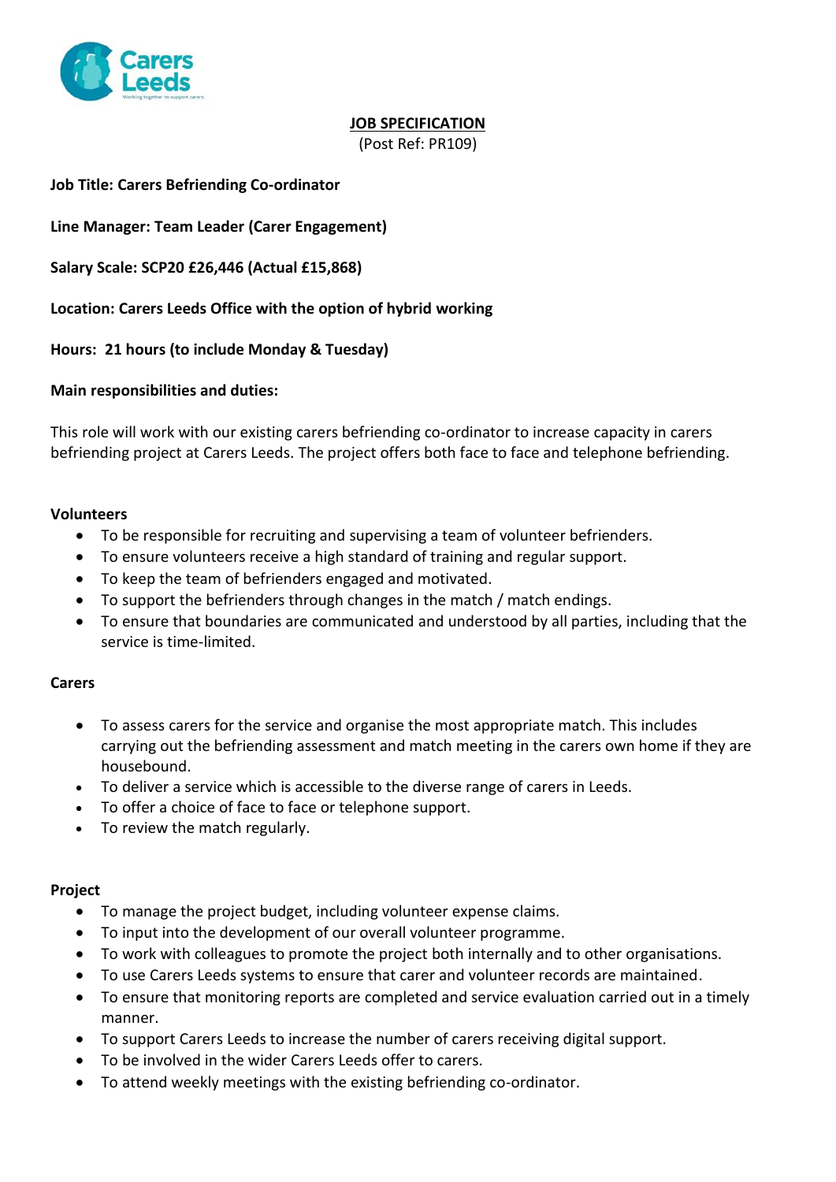# JOB SPECIFICATION

(Post Ref: PR109)

**Job Title: Carers Befriending Co-ordinator**

**Line Manager: Team Leader (Carer Engagement)**

**Salary Scale: SCP20 £26,446 (Actual £15,868)**

**Location: Carers Leeds Office with the option of hybrid working**

**Hours: 21 hours (to include Monday & Tuesday)**

**Main responsibilities and duties:**

This role will work with our existing carers befriending co-ordinator to increase capacity in carers befriending project at Carers Leeds. The project offers both face to face and telephone befriending.

**Volunteers**

- To be responsible for recruiting and supervising a team of volunteer befrienders.
- To ensure volunteers receive a high standard of training and regular support.
- To keep the team of befrienders engaged and motivated.
- To support the befrienders through changes in the match / match endings.
- To ensure that boundaries are communicated and understood by all parties, including that the service is time-limited.

**Carers**

- To assess carers for the service and organise the most appropriate match. This includes carrying out the befriending assessment and match meeting in the carers own home if they are housebound.
- To deliver a service which is accessible to the diverse range of carers in Leeds.
- To offer a choice of face to face or telephone support.
- To review the match regularly.

**Project**

- To manage the project budget, including volunteer expense claims.
- To input into the development of our overall volunteer programme.
- To work with colleagues to promote the project both internally and to other organisations.
- To use Carers Leeds systems to ensure that carer and volunteer records are maintained.
- To ensure that monitoring reports are completed and service evaluation carried out in a timely manner.
- To support Carers Leeds to increase the number of carers receiving digital support.
- To be involved in the wider Carers Leeds offer to carers.
- To attend weekly meetings with the existing befriending co-ordinator.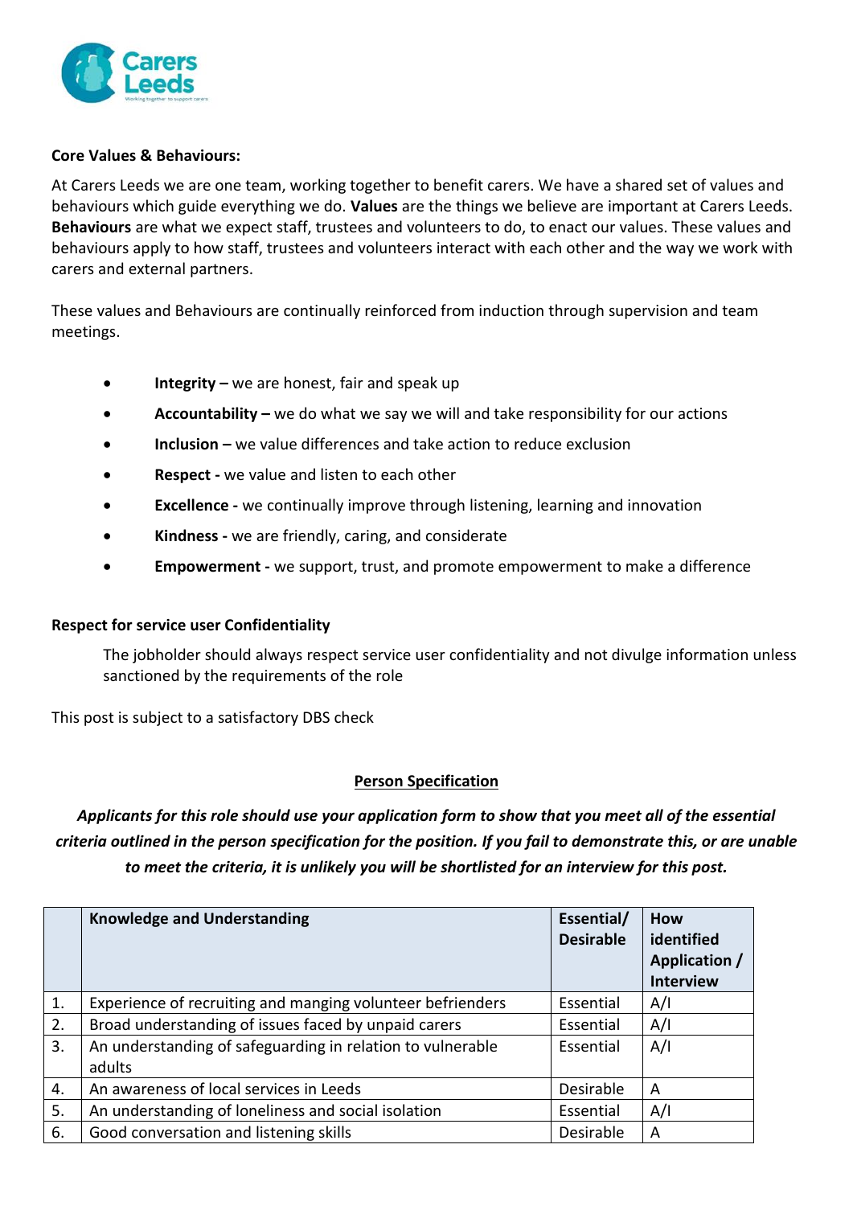**Core Values & Behaviours:**

At Carers Leeds we are one team, working together to benefit carers. We have a shared set of values and behaviours which guide everything we do. **Values** are the things we believe are important at Carers Leeds. **Behaviours** are what we expect staff, trustees and volunteers to do, to enact our values. These values and behaviours apply to how staff, trustees and volunteers interact with each other and the way we work with carers and external partners.

These values and Behaviours are continually reinforced from induction through supervision and team meetings.

- **Integrity –** we are honest, fair and speak up
- **Accountability –** we do what we say we will and take responsibility for our actions
- **Inclusion –** we value differences and take action to reduce exclusion
- **Respect -** we value and listen to each other
- **Excellence -** we continually improve through listening, learning and innovation
- **Kindness -** we are friendly, caring, and considerate
- **Empowerment -** we support, trust, and promote empowerment to make a difference

**Respect for service user Confidentiality**

The jobholder should always respect service user confidentiality and not divulge information unless sanctioned by the requirements of the role

This post is subject to a satisfactory DBS check

## Person Specification

***Applicants for this role should use your application form to show that you meet all of the essential criteria outlined in the person specification for the position. If you fail to demonstrate this, or are unable to meet the criteria, it is unlikely you will be shortlisted for an interview for this post.***

| | Knowledge and Understanding | Essential/ Desirable | How identified Application / Interview |
|---|---|---|---|
| 1. | Experience of recruiting and manging volunteer befrienders | Essential | A/I |
| 2. | Broad understanding of issues faced by unpaid carers | Essential | A/I |
| 3. | An understanding of safeguarding in relation to vulnerable adults | Essential | A/I |
| 4. | An awareness of local services in Leeds | Desirable | A |
| 5. | An understanding of loneliness and social isolation | Essential | A/I |
| 6. | Good conversation and listening skills | Desirable | A |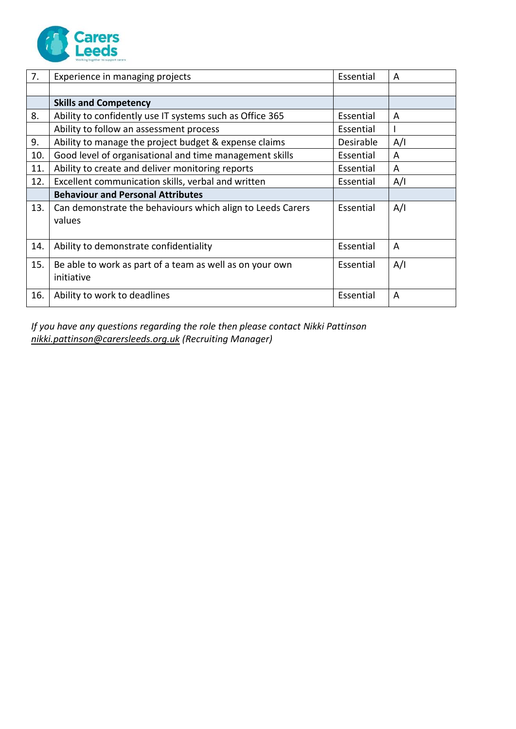| | | | |
|---|---|---|---|
| 7. | Experience in managing projects | Essential | A |
| | | | |
| | **Skills and Competency** | | |
| 8. | Ability to confidently use IT systems such as Office 365 | Essential | A |
| | Ability to follow an assessment process | Essential | I |
| 9. | Ability to manage the project budget & expense claims | Desirable | A/I |
| 10. | Good level of organisational and time management skills | Essential | A |
| 11. | Ability to create and deliver monitoring reports | Essential | A |
| 12. | Excellent communication skills, verbal and written | Essential | A/I |
| | **Behaviour and Personal Attributes** | | |
| 13. | Can demonstrate the behaviours which align to Leeds Carers values | Essential | A/I |
| 14. | Ability to demonstrate confidentiality | Essential | A |
| 15. | Be able to work as part of a team as well as on your own initiative | Essential | A/I |
| 16. | Ability to work to deadlines | Essential | A |

*If you have any questions regarding the role then please contact Nikki Pattinson nikki.pattinson@carersleeds.org.uk (Recruiting Manager)*